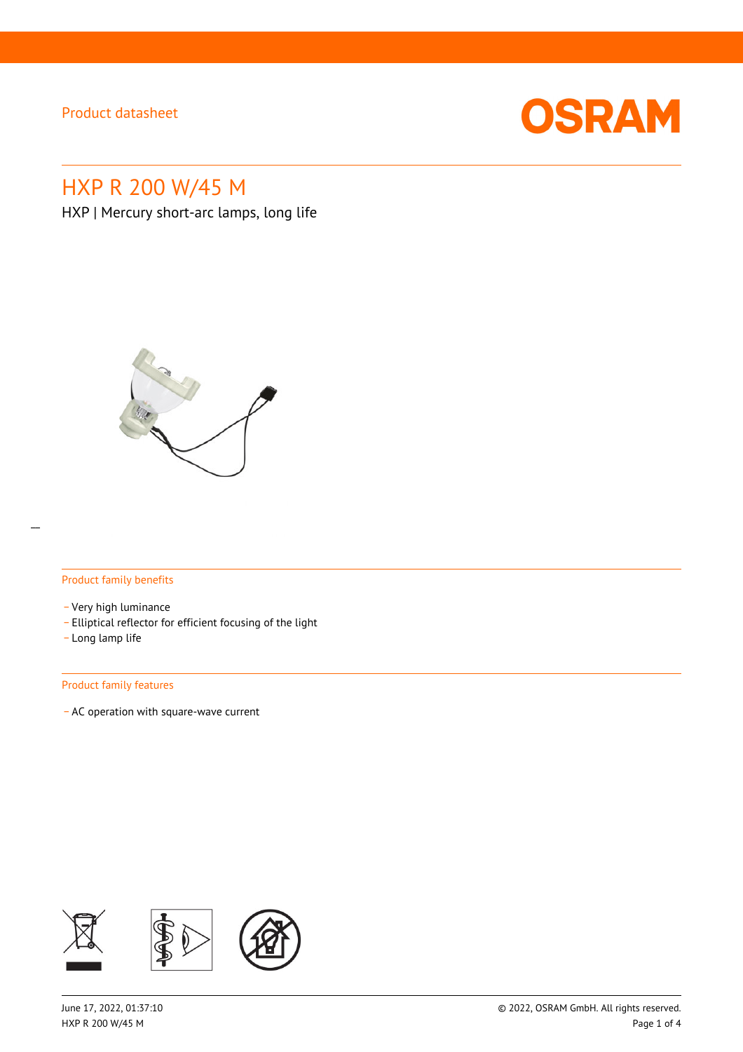Product datasheet

# HXP R 200 W/45 M

HXP | Mercury short-arc lamps, long life

## Product family benefits

- Very high luminance
- Elliptical reflector for efficient focusing of the light
- Long lamp life

## Product family features

- AC operation with square-wave current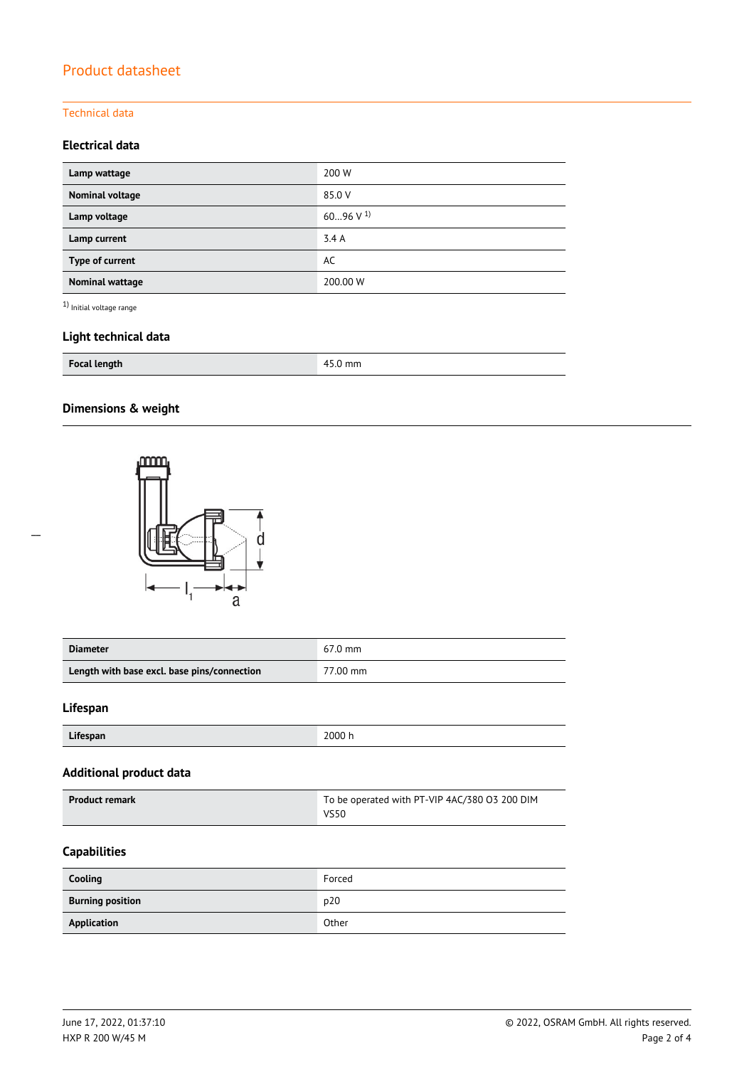# Product datasheet

## Technical data

### Electrical data

| | |
|---|---|
| **Lamp wattage** | 200 W |
| **Nominal voltage** | 85.0 V |
| **Lamp voltage** | 60…96 V [1] |
| **Lamp current** | 3.4 A |
| **Type of current** | AC |
| **Nominal wattage** | 200.00 W |

[1] Initial voltage range

### Light technical data

| | |
|---|---|
| **Focal length** | 45.0 mm |

### Dimensions & weight

| | |
|---|---|
| **Diameter** | 67.0 mm |
| **Length with base excl. base pins/connection** | 77.00 mm |

### Lifespan

| | |
|---|---|
| **Lifespan** | 2000 h |

### Additional product data

| | |
|---|---|
| **Product remark** | To be operated with PT-VIP 4AC/380 O3 200 DIM VS50 |

### Capabilities

| | |
|---|---|
| **Cooling** | Forced |
| **Burning position** | p20 |
| **Application** | Other |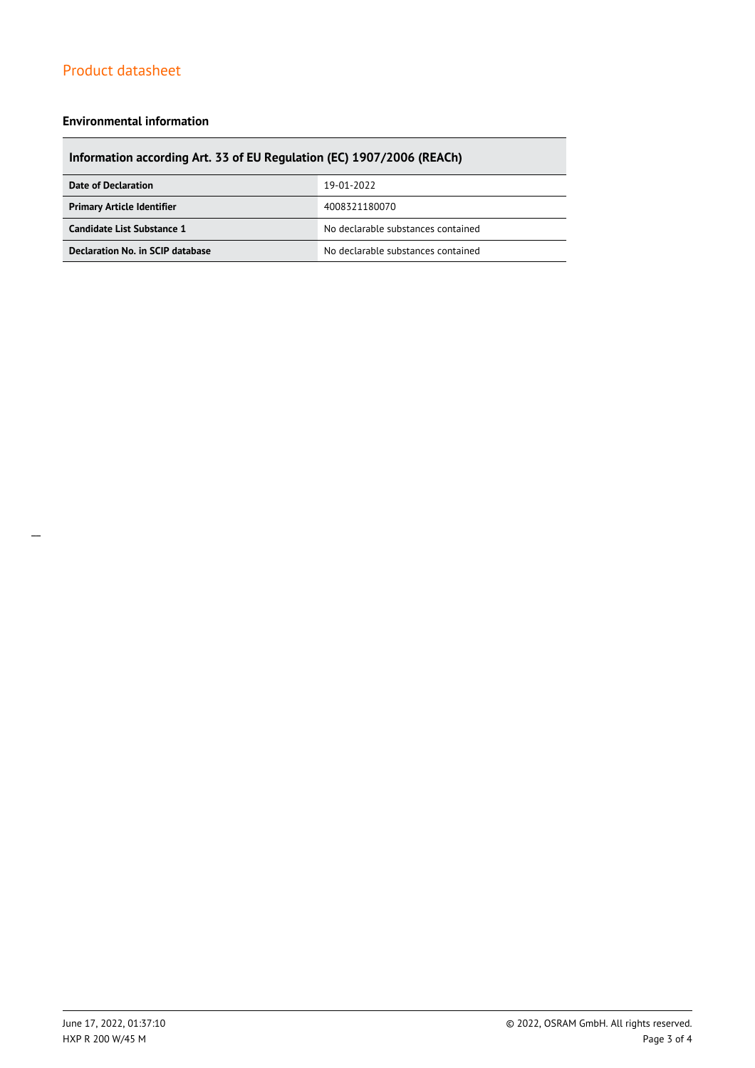### Environmental information

| Information according Art. 33 of EU Regulation (EC) 1907/2006 (REACh) | |
| --- | --- |
| **Date of Declaration** | 19-01-2022 |
| **Primary Article Identifier** | 4008321180070 |
| **Candidate List Substance 1** | No declarable substances contained |
| **Declaration No. in SCIP database** | No declarable substances contained |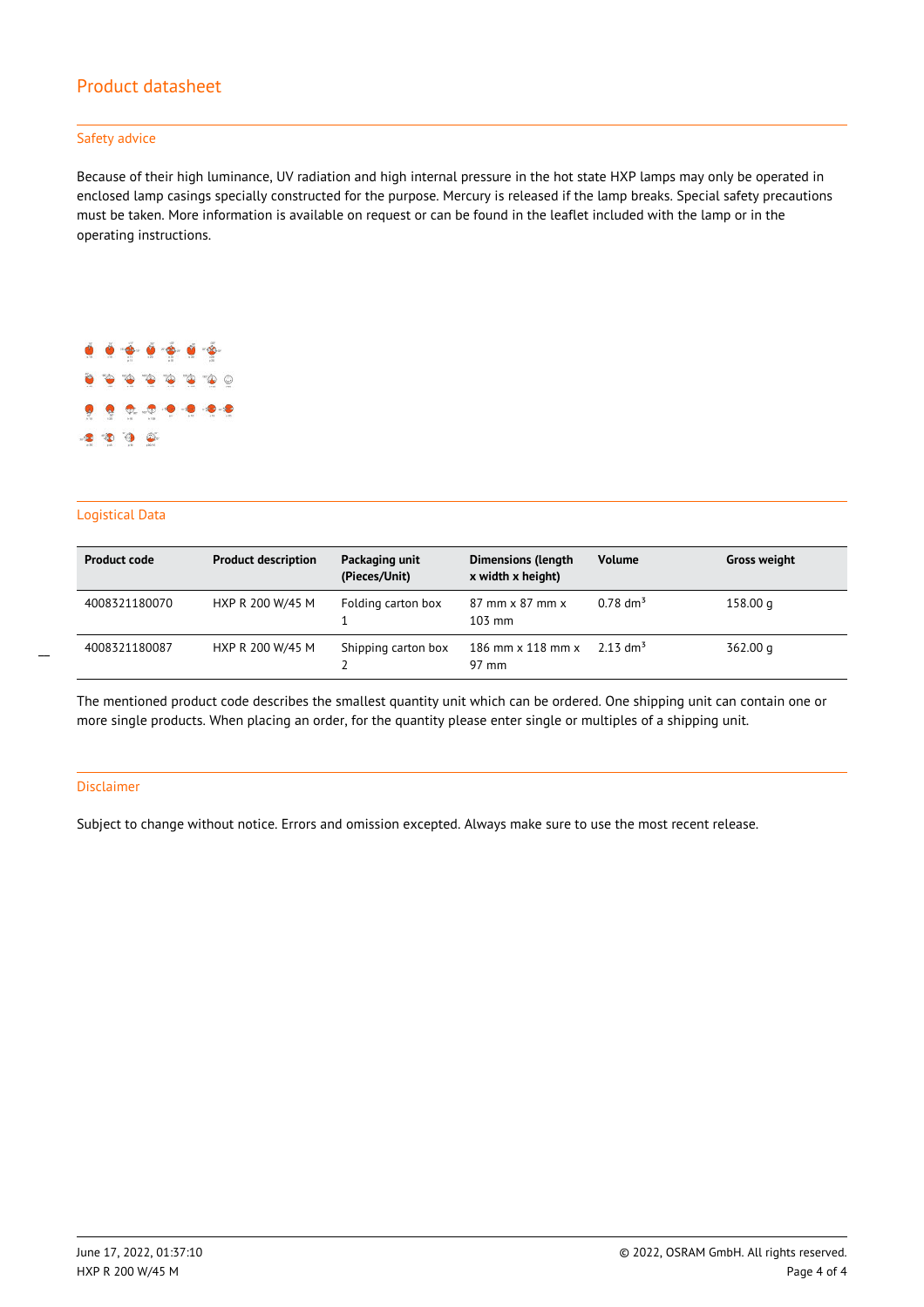## Safety advice

Because of their high luminance, UV radiation and high internal pressure in the hot state HXP lamps may only be operated in enclosed lamp casings specially constructed for the purpose. Mercury is released if the lamp breaks. Special safety precautions must be taken. More information is available on request or can be found in the leaflet included with the lamp or in the operating instructions.

## Logistical Data

| Product code | Product description | Packaging unit (Pieces/Unit) | Dimensions (length x width x height) | Volume | Gross weight |
|---|---|---|---|---|---|
| 4008321180070 | HXP R 200 W/45 M | Folding carton box 1 | 87 mm x 87 mm x 103 mm | 0.78 dm³ | 158.00 g |
| 4008321180087 | HXP R 200 W/45 M | Shipping carton box 2 | 186 mm x 118 mm x 97 mm | 2.13 dm³ | 362.00 g |

The mentioned product code describes the smallest quantity unit which can be ordered. One shipping unit can contain one or more single products. When placing an order, for the quantity please enter single or multiples of a shipping unit.

## Disclaimer

Subject to change without notice. Errors and omission excepted. Always make sure to use the most recent release.